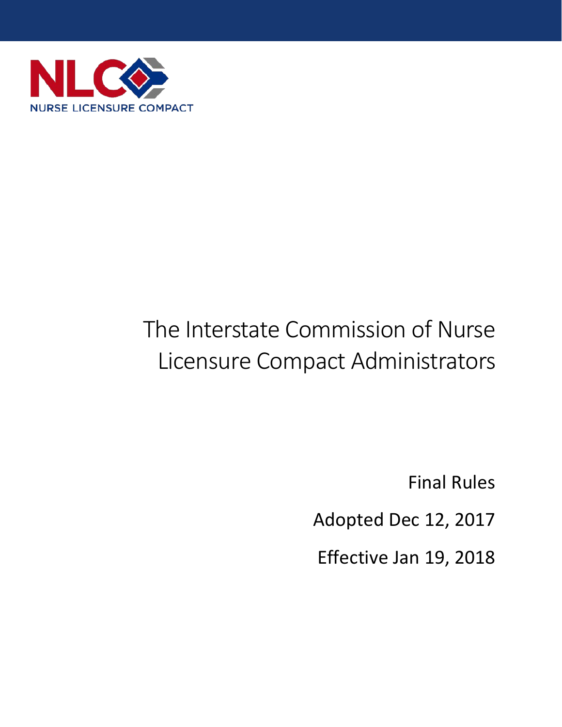NLC NURSE LICENSURE COMPACT

# The Interstate Commission of Nurse Licensure Compact Administrators

Final Rules

Adopted Dec 12, 2017

Effective Jan 19, 2018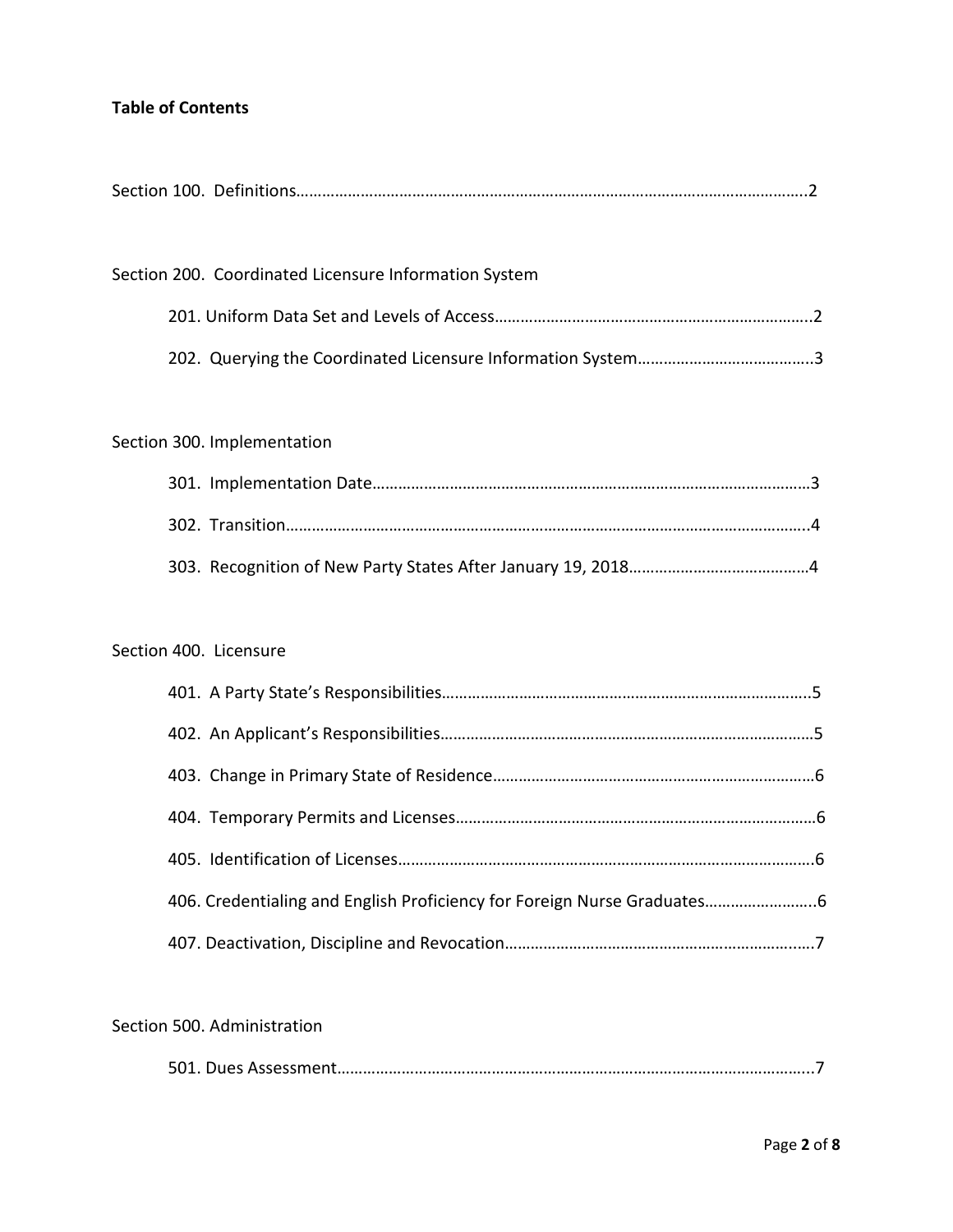**Table of Contents**

Section 100. Definitions……………………………………………………………………………………………………….2

Section 200. Coordinated Licensure Information System

- 201. Uniform Data Set and Levels of Access…………………………………………………………………..2
- 202. Querying the Coordinated Licensure Information System…………………………………..3

Section 300. Implementation

- 301. Implementation Date…………………………………………………………………………………………3
- 302. Transition…………………………………………………………………………………………………………..4
- 303. Recognition of New Party States After January 19, 2018……………………………………4

Section 400. Licensure

- 401. A Party State's Responsibilities…………………………………………………………………………..5
- 402. An Applicant's Responsibilities……………………………………………………………………………5
- 403. Change in Primary State of Residence…………………………………………………………………6
- 404. Temporary Permits and Licenses…………………………………………………………………………6
- 405. Identification of Licenses…………………………………………………………………………………….6
- 406. Credentialing and English Proficiency for Foreign Nurse Graduates……………………..6
- 407. Deactivation, Discipline and Revocation………………………………………………………………7

Section 500. Administration

- 501. Dues Assessment………………………………………………………………………………………………..7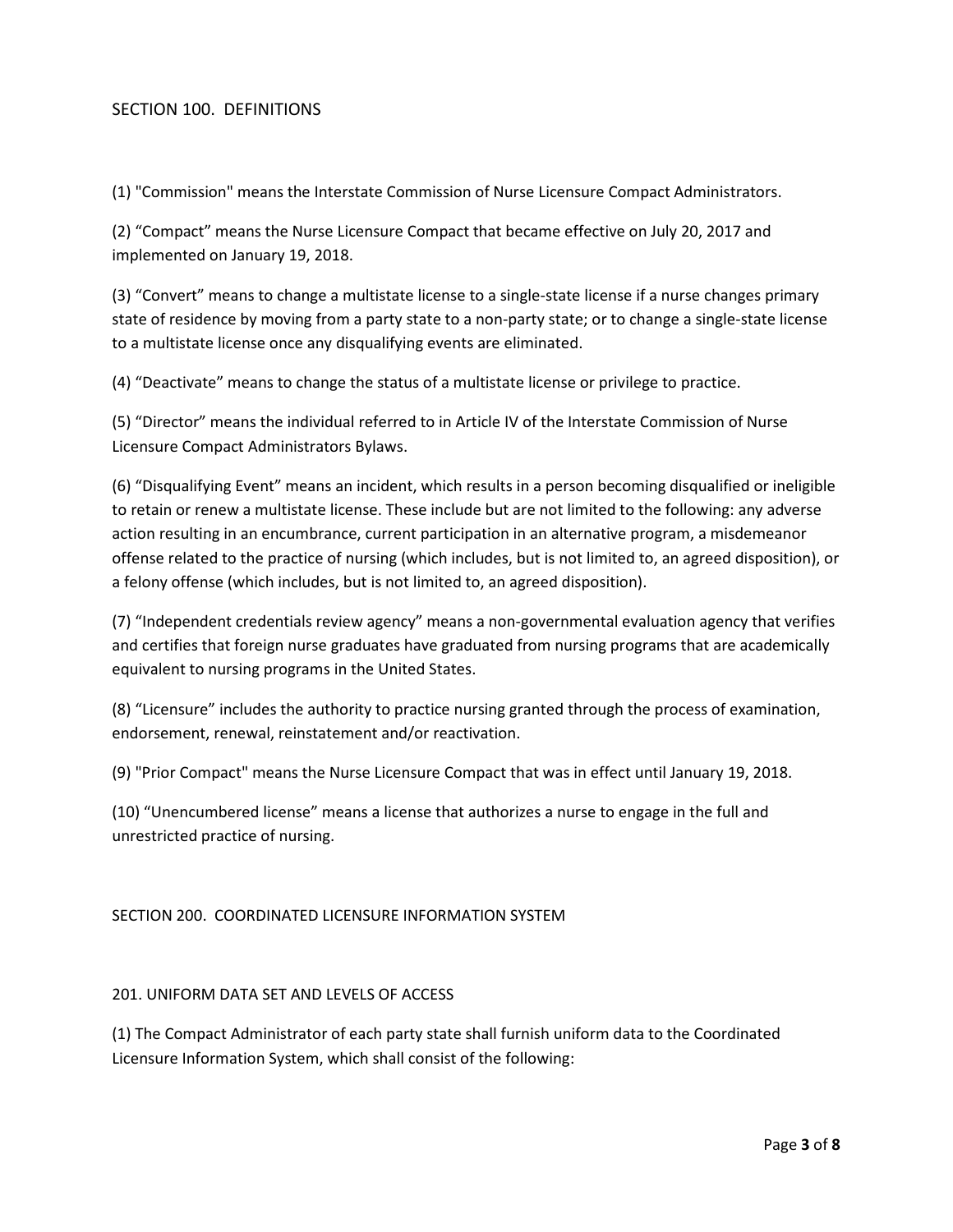## SECTION 100. DEFINITIONS

(1) "Commission" means the Interstate Commission of Nurse Licensure Compact Administrators.

(2) "Compact" means the Nurse Licensure Compact that became effective on July 20, 2017 and implemented on January 19, 2018.

(3) "Convert" means to change a multistate license to a single-state license if a nurse changes primary state of residence by moving from a party state to a non-party state; or to change a single-state license to a multistate license once any disqualifying events are eliminated.

(4) "Deactivate" means to change the status of a multistate license or privilege to practice.

(5) "Director" means the individual referred to in Article IV of the Interstate Commission of Nurse Licensure Compact Administrators Bylaws.

(6) "Disqualifying Event" means an incident, which results in a person becoming disqualified or ineligible to retain or renew a multistate license. These include but are not limited to the following: any adverse action resulting in an encumbrance, current participation in an alternative program, a misdemeanor offense related to the practice of nursing (which includes, but is not limited to, an agreed disposition), or a felony offense (which includes, but is not limited to, an agreed disposition).

(7) "Independent credentials review agency" means a non-governmental evaluation agency that verifies and certifies that foreign nurse graduates have graduated from nursing programs that are academically equivalent to nursing programs in the United States.

(8) "Licensure" includes the authority to practice nursing granted through the process of examination, endorsement, renewal, reinstatement and/or reactivation.

(9) "Prior Compact" means the Nurse Licensure Compact that was in effect until January 19, 2018.

(10) "Unencumbered license" means a license that authorizes a nurse to engage in the full and unrestricted practice of nursing.

## SECTION 200. COORDINATED LICENSURE INFORMATION SYSTEM

### 201. UNIFORM DATA SET AND LEVELS OF ACCESS

(1) The Compact Administrator of each party state shall furnish uniform data to the Coordinated Licensure Information System, which shall consist of the following: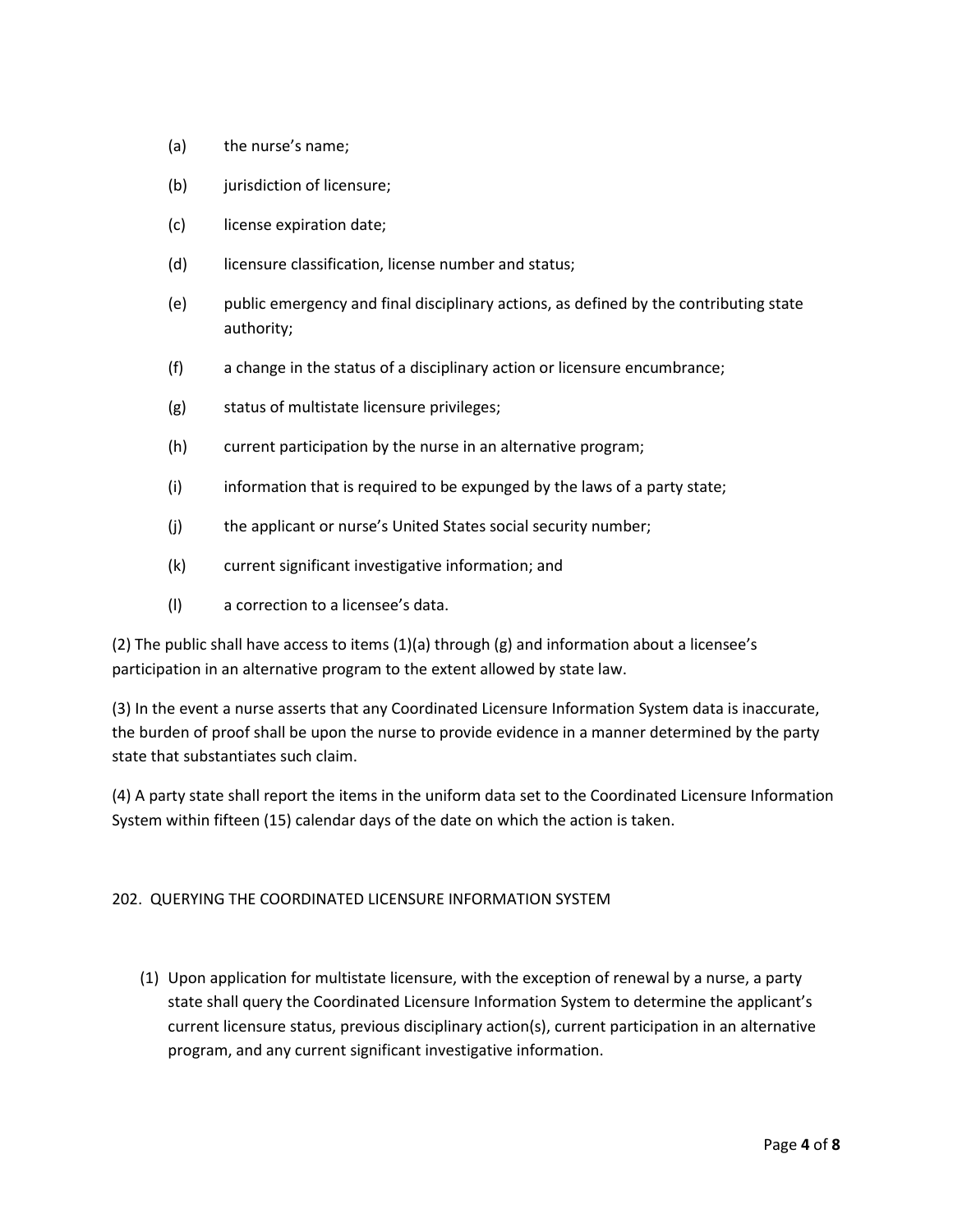(a) the nurse's name;

(b) jurisdiction of licensure;

(c) license expiration date;

(d) licensure classification, license number and status;

(e) public emergency and final disciplinary actions, as defined by the contributing state authority;

(f) a change in the status of a disciplinary action or licensure encumbrance;

(g) status of multistate licensure privileges;

(h) current participation by the nurse in an alternative program;

(i) information that is required to be expunged by the laws of a party state;

(j) the applicant or nurse's United States social security number;

(k) current significant investigative information; and

(l) a correction to a licensee's data.

(2) The public shall have access to items (1)(a) through (g) and information about a licensee's participation in an alternative program to the extent allowed by state law.

(3) In the event a nurse asserts that any Coordinated Licensure Information System data is inaccurate, the burden of proof shall be upon the nurse to provide evidence in a manner determined by the party state that substantiates such claim.

(4) A party state shall report the items in the uniform data set to the Coordinated Licensure Information System within fifteen (15) calendar days of the date on which the action is taken.

## 202. QUERYING THE COORDINATED LICENSURE INFORMATION SYSTEM

(1) Upon application for multistate licensure, with the exception of renewal by a nurse, a party state shall query the Coordinated Licensure Information System to determine the applicant's current licensure status, previous disciplinary action(s), current participation in an alternative program, and any current significant investigative information.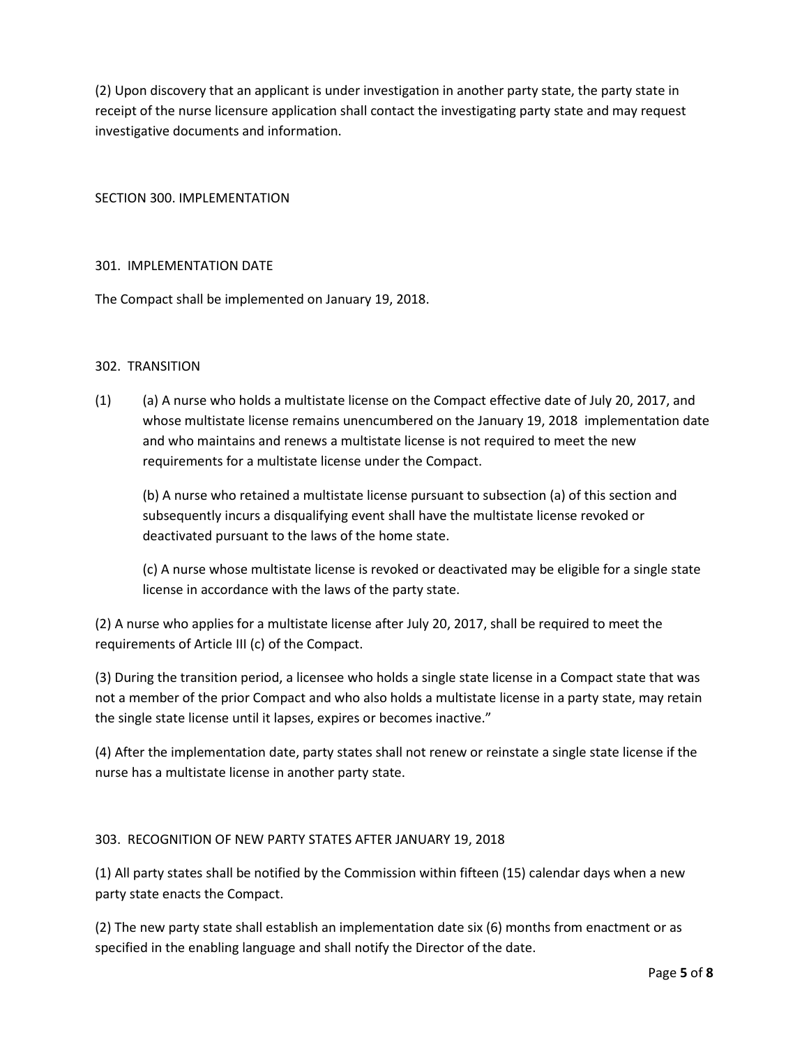(2) Upon discovery that an applicant is under investigation in another party state, the party state in receipt of the nurse licensure application shall contact the investigating party state and may request investigative documents and information.

## SECTION 300. IMPLEMENTATION

### 301. IMPLEMENTATION DATE

The Compact shall be implemented on January 19, 2018.

### 302. TRANSITION

(1) (a) A nurse who holds a multistate license on the Compact effective date of July 20, 2017, and whose multistate license remains unencumbered on the January 19, 2018 implementation date and who maintains and renews a multistate license is not required to meet the new requirements for a multistate license under the Compact.

(b) A nurse who retained a multistate license pursuant to subsection (a) of this section and subsequently incurs a disqualifying event shall have the multistate license revoked or deactivated pursuant to the laws of the home state.

(c) A nurse whose multistate license is revoked or deactivated may be eligible for a single state license in accordance with the laws of the party state.

(2) A nurse who applies for a multistate license after July 20, 2017, shall be required to meet the requirements of Article III (c) of the Compact.

(3) During the transition period, a licensee who holds a single state license in a Compact state that was not a member of the prior Compact and who also holds a multistate license in a party state, may retain the single state license until it lapses, expires or becomes inactive."

(4) After the implementation date, party states shall not renew or reinstate a single state license if the nurse has a multistate license in another party state.

### 303. RECOGNITION OF NEW PARTY STATES AFTER JANUARY 19, 2018

(1) All party states shall be notified by the Commission within fifteen (15) calendar days when a new party state enacts the Compact.

(2) The new party state shall establish an implementation date six (6) months from enactment or as specified in the enabling language and shall notify the Director of the date.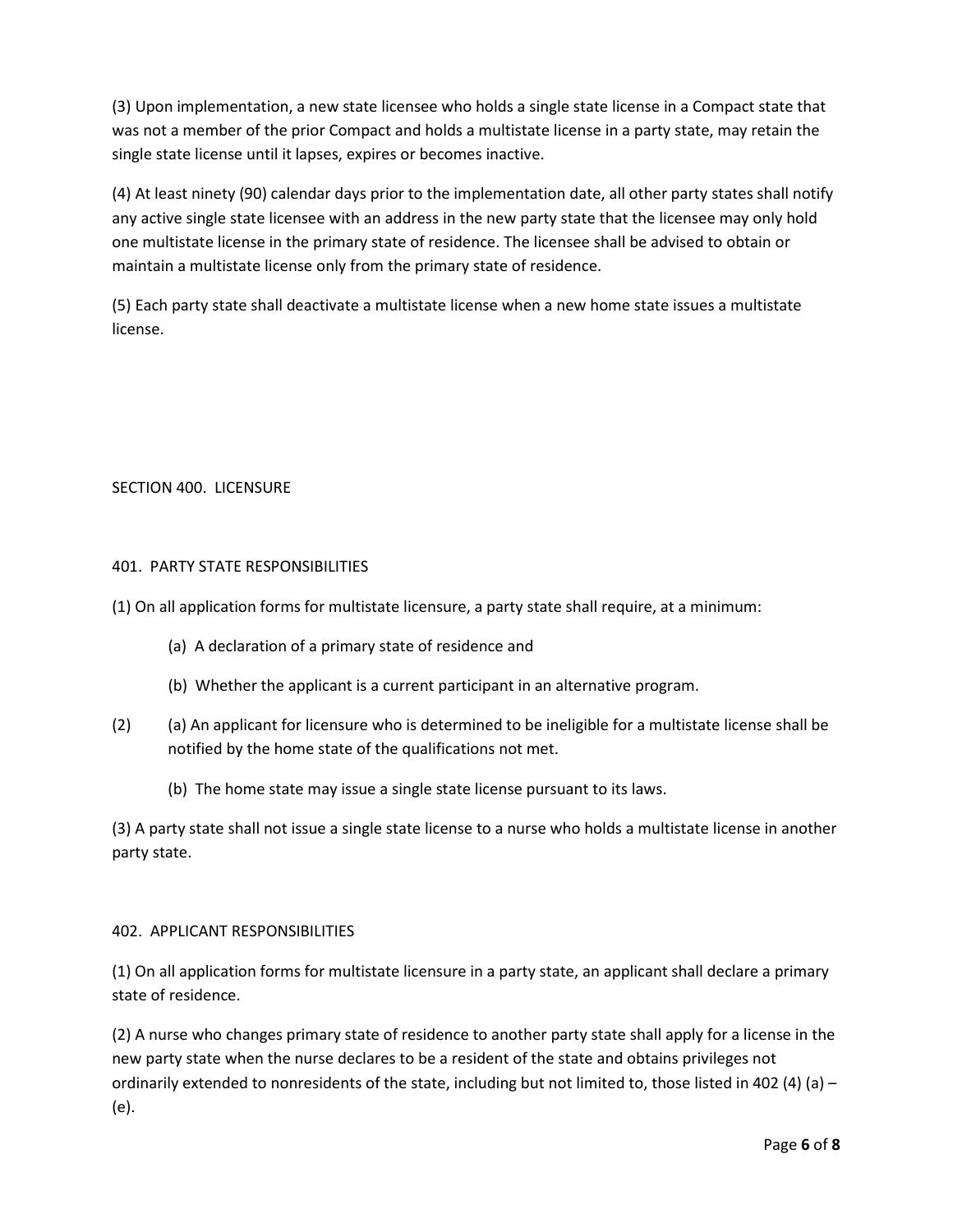(3) Upon implementation, a new state licensee who holds a single state license in a Compact state that was not a member of the prior Compact and holds a multistate license in a party state, may retain the single state license until it lapses, expires or becomes inactive.

(4) At least ninety (90) calendar days prior to the implementation date, all other party states shall notify any active single state licensee with an address in the new party state that the licensee may only hold one multistate license in the primary state of residence. The licensee shall be advised to obtain or maintain a multistate license only from the primary state of residence.

(5) Each party state shall deactivate a multistate license when a new home state issues a multistate license.

## SECTION 400. LICENSURE

### 401. PARTY STATE RESPONSIBILITIES

(1) On all application forms for multistate licensure, a party state shall require, at a minimum:

- (a) A declaration of a primary state of residence and
- (b) Whether the applicant is a current participant in an alternative program.

(2) (a) An applicant for licensure who is determined to be ineligible for a multistate license shall be notified by the home state of the qualifications not met.

- (b) The home state may issue a single state license pursuant to its laws.

(3) A party state shall not issue a single state license to a nurse who holds a multistate license in another party state.

### 402. APPLICANT RESPONSIBILITIES

(1) On all application forms for multistate licensure in a party state, an applicant shall declare a primary state of residence.

(2) A nurse who changes primary state of residence to another party state shall apply for a license in the new party state when the nurse declares to be a resident of the state and obtains privileges not ordinarily extended to nonresidents of the state, including but not limited to, those listed in 402 (4) (a) – (e).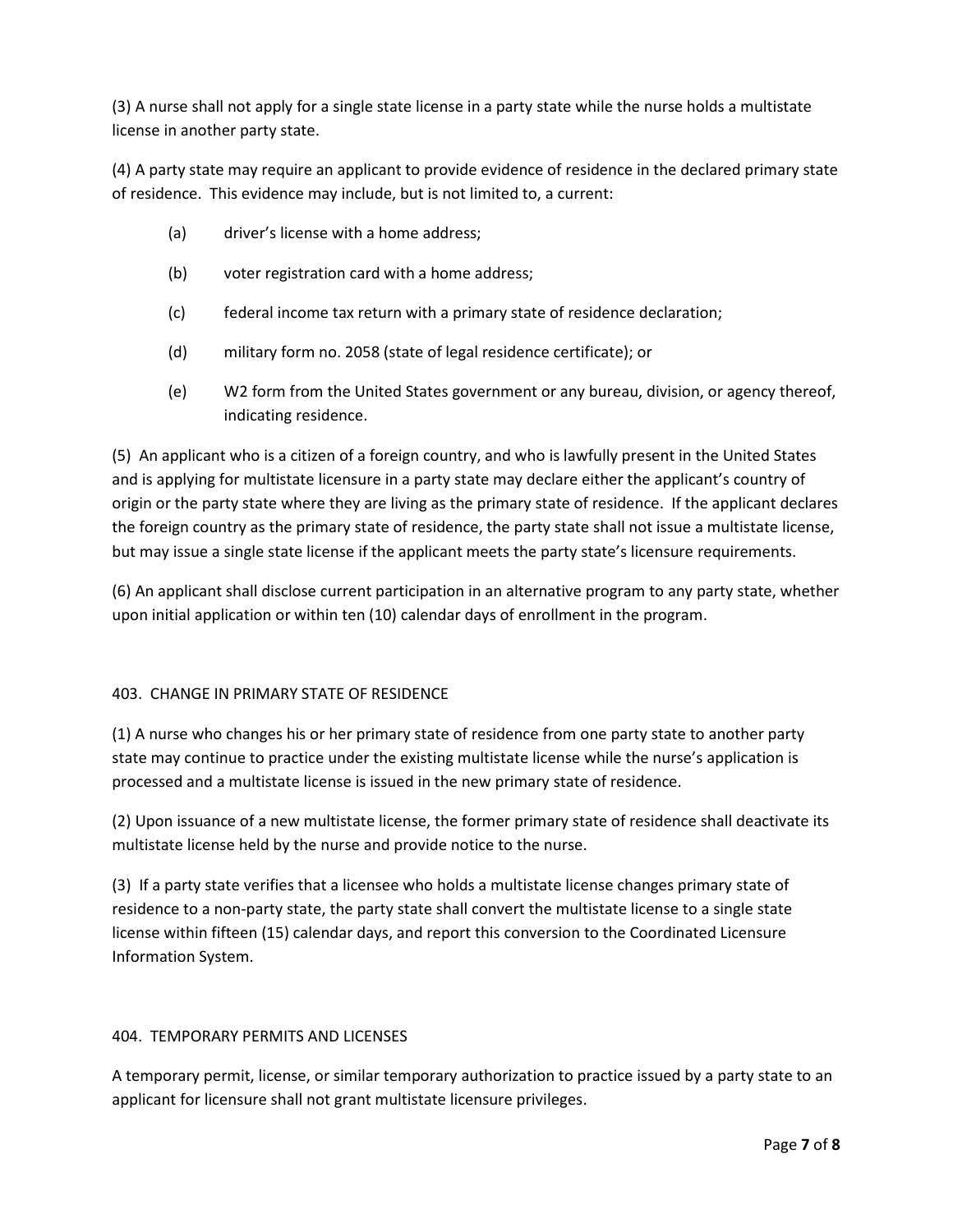(3) A nurse shall not apply for a single state license in a party state while the nurse holds a multistate license in another party state.

(4) A party state may require an applicant to provide evidence of residence in the declared primary state of residence. This evidence may include, but is not limited to, a current:

- (a) driver's license with a home address;
- (b) voter registration card with a home address;
- (c) federal income tax return with a primary state of residence declaration;
- (d) military form no. 2058 (state of legal residence certificate); or
- (e) W2 form from the United States government or any bureau, division, or agency thereof, indicating residence.

(5) An applicant who is a citizen of a foreign country, and who is lawfully present in the United States and is applying for multistate licensure in a party state may declare either the applicant's country of origin or the party state where they are living as the primary state of residence. If the applicant declares the foreign country as the primary state of residence, the party state shall not issue a multistate license, but may issue a single state license if the applicant meets the party state's licensure requirements.

(6) An applicant shall disclose current participation in an alternative program to any party state, whether upon initial application or within ten (10) calendar days of enrollment in the program.

## 403. CHANGE IN PRIMARY STATE OF RESIDENCE

(1) A nurse who changes his or her primary state of residence from one party state to another party state may continue to practice under the existing multistate license while the nurse's application is processed and a multistate license is issued in the new primary state of residence.

(2) Upon issuance of a new multistate license, the former primary state of residence shall deactivate its multistate license held by the nurse and provide notice to the nurse.

(3) If a party state verifies that a licensee who holds a multistate license changes primary state of residence to a non-party state, the party state shall convert the multistate license to a single state license within fifteen (15) calendar days, and report this conversion to the Coordinated Licensure Information System.

## 404. TEMPORARY PERMITS AND LICENSES

A temporary permit, license, or similar temporary authorization to practice issued by a party state to an applicant for licensure shall not grant multistate licensure privileges.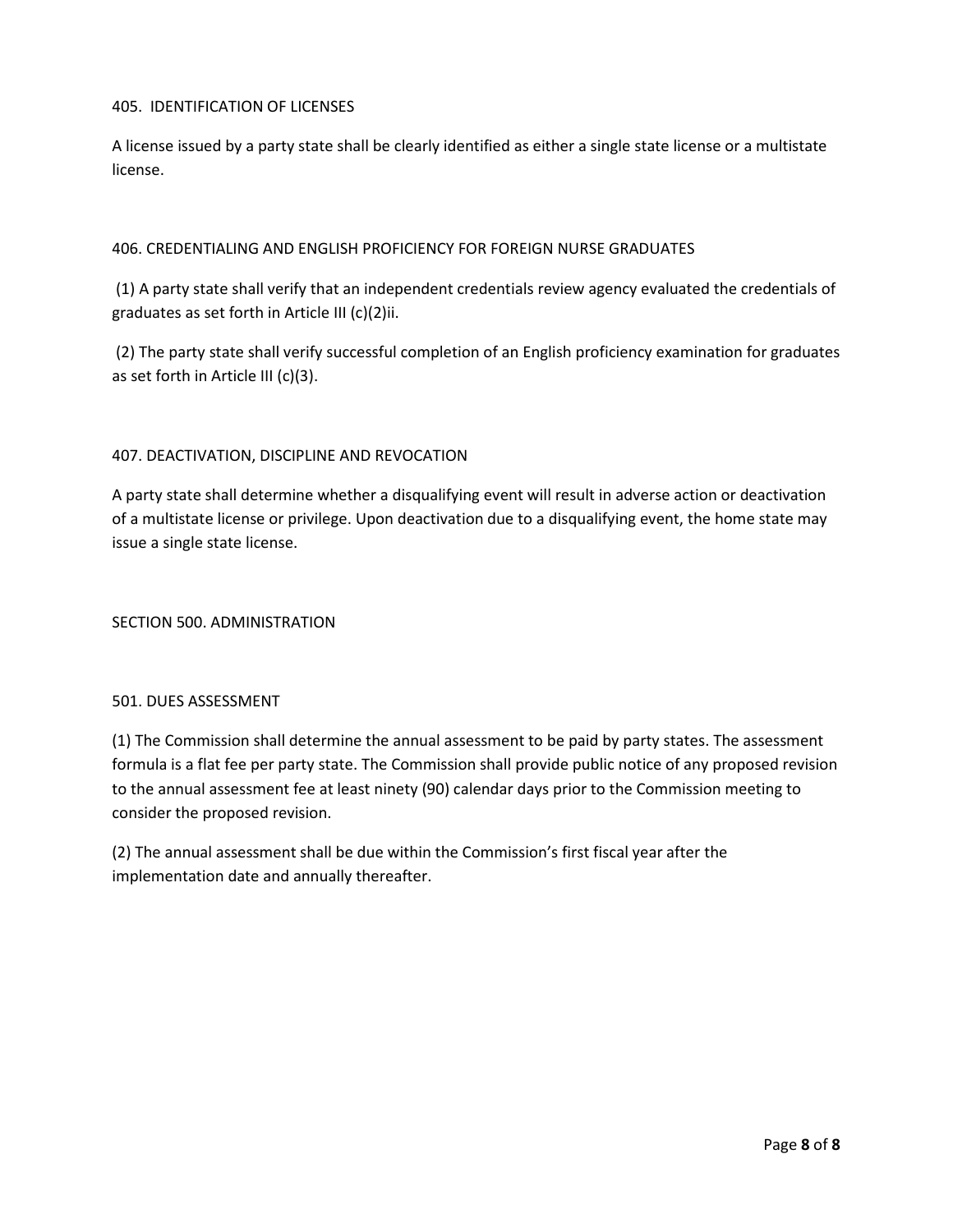### 405. IDENTIFICATION OF LICENSES

A license issued by a party state shall be clearly identified as either a single state license or a multistate license.

### 406. CREDENTIALING AND ENGLISH PROFICIENCY FOR FOREIGN NURSE GRADUATES

(1) A party state shall verify that an independent credentials review agency evaluated the credentials of graduates as set forth in Article III (c)(2)ii.

(2) The party state shall verify successful completion of an English proficiency examination for graduates as set forth in Article III (c)(3).

### 407. DEACTIVATION, DISCIPLINE AND REVOCATION

A party state shall determine whether a disqualifying event will result in adverse action or deactivation of a multistate license or privilege. Upon deactivation due to a disqualifying event, the home state may issue a single state license.

## SECTION 500. ADMINISTRATION

### 501. DUES ASSESSMENT

(1) The Commission shall determine the annual assessment to be paid by party states. The assessment formula is a flat fee per party state. The Commission shall provide public notice of any proposed revision to the annual assessment fee at least ninety (90) calendar days prior to the Commission meeting to consider the proposed revision.

(2) The annual assessment shall be due within the Commission's first fiscal year after the implementation date and annually thereafter.